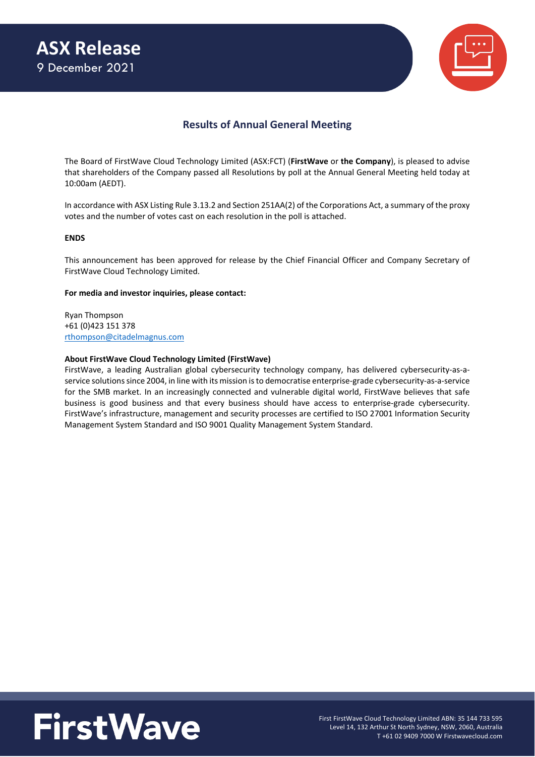# ASX Release

9 December 2021

## Results of Annual General Meeting

The Board of FirstWave Cloud Technology Limited (ASX:FCT) (**FirstWave** or **the Company**), is pleased to advise that shareholders of the Company passed all Resolutions by poll at the Annual General Meeting held today at 10:00am (AEDT).

In accordance with ASX Listing Rule 3.13.2 and Section 251AA(2) of the Corporations Act, a summary of the proxy votes and the number of votes cast on each resolution in the poll is attached.

**ENDS**

This announcement has been approved for release by the Chief Financial Officer and Company Secretary of FirstWave Cloud Technology Limited.

**For media and investor inquiries, please contact:**

Ryan Thompson
+61 (0)423 151 378
rthompson@citadelmagnus.com

**About FirstWave Cloud Technology Limited (FirstWave)**

FirstWave, a leading Australian global cybersecurity technology company, has delivered cybersecurity-as-a-service solutions since 2004, in line with its mission is to democratise enterprise-grade cybersecurity-as-a-service for the SMB market. In an increasingly connected and vulnerable digital world, FirstWave believes that safe business is good business and that every business should have access to enterprise-grade cybersecurity. FirstWave's infrastructure, management and security processes are certified to ISO 27001 Information Security Management System Standard and ISO 9001 Quality Management System Standard.

FirstWave

First FirstWave Cloud Technology Limited ABN: 35 144 733 595
Level 14, 132 Arthur St North Sydney, NSW, 2060, Australia
T +61 02 9409 7000 W Firstwavecloud.com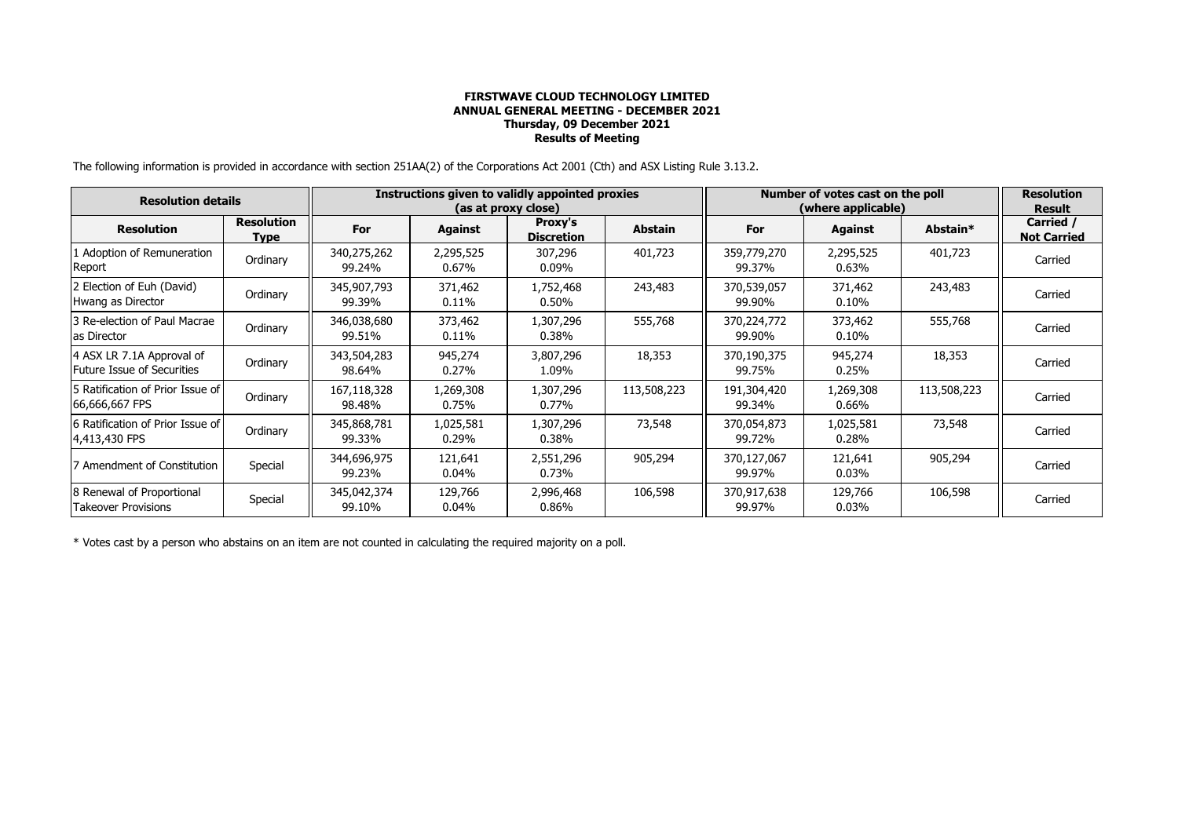**FIRSTWAVE CLOUD TECHNOLOGY LIMITED**
**ANNUAL GENERAL MEETING - DECEMBER 2021**
**Thursday, 09 December 2021**
**Results of Meeting**

The following information is provided in accordance with section 251AA(2) of the Corporations Act 2001 (Cth) and ASX Listing Rule 3.13.2.

| Resolution details | | Instructions given to validly appointed proxies (as at proxy close) | | | | Number of votes cast on the poll (where applicable) | | | Resolution Result |
|---|---|---|---|---|---|---|---|---|---|
| **Resolution** | **Resolution Type** | **For** | **Against** | **Proxy's Discretion** | **Abstain** | **For** | **Against** | **Abstain*** | **Carried / Not Carried** |
| 1 Adoption of Remuneration Report | Ordinary | 340,275,262 99.24% | 2,295,525 0.67% | 307,296 0.09% | 401,723 | 359,779,270 99.37% | 2,295,525 0.63% | 401,723 | Carried |
| 2 Election of Euh (David) Hwang as Director | Ordinary | 345,907,793 99.39% | 371,462 0.11% | 1,752,468 0.50% | 243,483 | 370,539,057 99.90% | 371,462 0.10% | 243,483 | Carried |
| 3 Re-election of Paul Macrae as Director | Ordinary | 346,038,680 99.51% | 373,462 0.11% | 1,307,296 0.38% | 555,768 | 370,224,772 99.90% | 373,462 0.10% | 555,768 | Carried |
| 4 ASX LR 7.1A Approval of Future Issue of Securities | Ordinary | 343,504,283 98.64% | 945,274 0.27% | 3,807,296 1.09% | 18,353 | 370,190,375 99.75% | 945,274 0.25% | 18,353 | Carried |
| 5 Ratification of Prior Issue of 66,666,667 FPS | Ordinary | 167,118,328 98.48% | 1,269,308 0.75% | 1,307,296 0.77% | 113,508,223 | 191,304,420 99.34% | 1,269,308 0.66% | 113,508,223 | Carried |
| 6 Ratification of Prior Issue of 4,413,430 FPS | Ordinary | 345,868,781 99.33% | 1,025,581 0.29% | 1,307,296 0.38% | 73,548 | 370,054,873 99.72% | 1,025,581 0.28% | 73,548 | Carried |
| 7 Amendment of Constitution | Special | 344,696,975 99.23% | 121,641 0.04% | 2,551,296 0.73% | 905,294 | 370,127,067 99.97% | 121,641 0.03% | 905,294 | Carried |
| 8 Renewal of Proportional Takeover Provisions | Special | 345,042,374 99.10% | 129,766 0.04% | 2,996,468 0.86% | 106,598 | 370,917,638 99.97% | 129,766 0.03% | 106,598 | Carried |

* Votes cast by a person who abstains on an item are not counted in calculating the required majority on a poll.